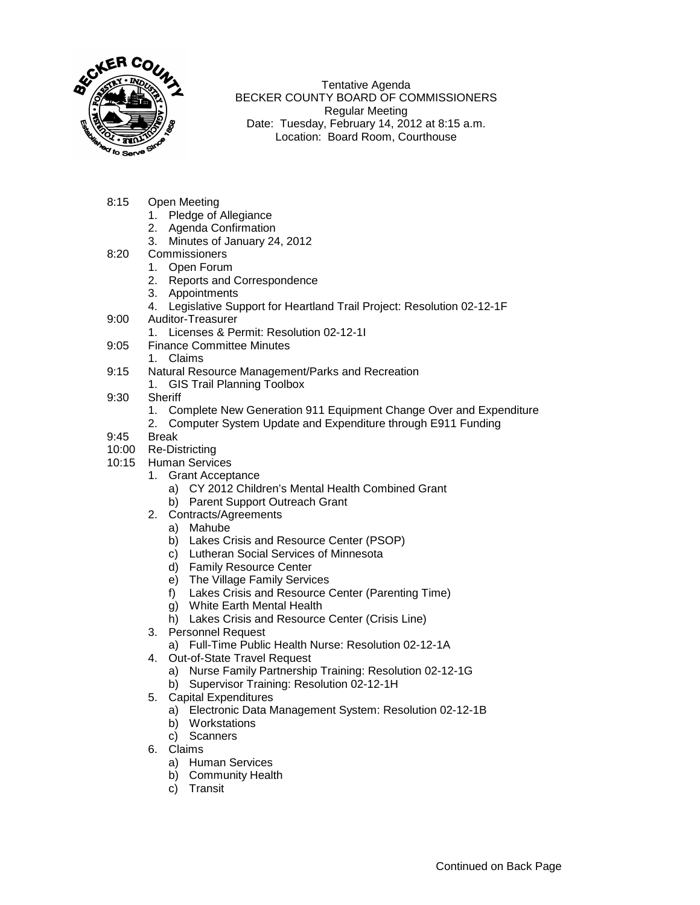Tentative Agenda
BECKER COUNTY BOARD OF COMMISSIONERS
Regular Meeting
Date: Tuesday, February 14, 2012 at 8:15 a.m.
Location: Board Room, Courthouse

- 8:15 Open Meeting
  1. Pledge of Allegiance
  2. Agenda Confirmation
  3. Minutes of January 24, 2012
- 8:20 Commissioners
  1. Open Forum
  2. Reports and Correspondence
  3. Appointments
  4. Legislative Support for Heartland Trail Project: Resolution 02-12-1F
- 9:00 Auditor-Treasurer
  1. Licenses & Permit: Resolution 02-12-1I
- 9:05 Finance Committee Minutes
  1. Claims
- 9:15 Natural Resource Management/Parks and Recreation
  1. GIS Trail Planning Toolbox
- 9:30 Sheriff
  1. Complete New Generation 911 Equipment Change Over and Expenditure
  2. Computer System Update and Expenditure through E911 Funding
- 9:45 Break
- 10:00 Re-Districting
- 10:15 Human Services
  1. Grant Acceptance
     a) CY 2012 Children's Mental Health Combined Grant
     b) Parent Support Outreach Grant
  2. Contracts/Agreements
     a) Mahube
     b) Lakes Crisis and Resource Center (PSOP)
     c) Lutheran Social Services of Minnesota
     d) Family Resource Center
     e) The Village Family Services
     f) Lakes Crisis and Resource Center (Parenting Time)
     g) White Earth Mental Health
     h) Lakes Crisis and Resource Center (Crisis Line)
  3. Personnel Request
     a) Full-Time Public Health Nurse: Resolution 02-12-1A
  4. Out-of-State Travel Request
     a) Nurse Family Partnership Training: Resolution 02-12-1G
     b) Supervisor Training: Resolution 02-12-1H
  5. Capital Expenditures
     a) Electronic Data Management System: Resolution 02-12-1B
     b) Workstations
     c) Scanners
  6. Claims
     a) Human Services
     b) Community Health
     c) Transit

Continued on Back Page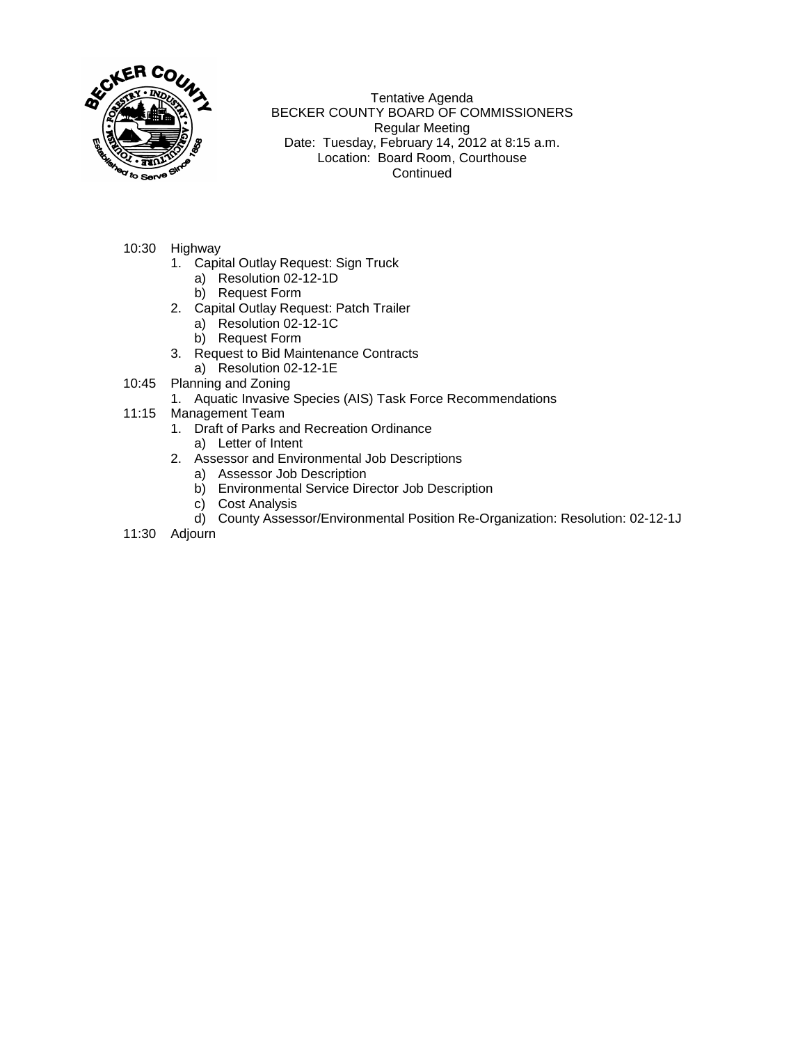Tentative Agenda
BECKER COUNTY BOARD OF COMMISSIONERS
Regular Meeting
Date: Tuesday, February 14, 2012 at 8:15 a.m.
Location: Board Room, Courthouse
Continued

10:30 Highway
1. Capital Outlay Request: Sign Truck
   a) Resolution 02-12-1D
   b) Request Form
2. Capital Outlay Request: Patch Trailer
   a) Resolution 02-12-1C
   b) Request Form
3. Request to Bid Maintenance Contracts
   a) Resolution 02-12-1E

10:45 Planning and Zoning
1. Aquatic Invasive Species (AIS) Task Force Recommendations

11:15 Management Team
1. Draft of Parks and Recreation Ordinance
   a) Letter of Intent
2. Assessor and Environmental Job Descriptions
   a) Assessor Job Description
   b) Environmental Service Director Job Description
   c) Cost Analysis
   d) County Assessor/Environmental Position Re-Organization: Resolution: 02-12-1J

11:30 Adjourn